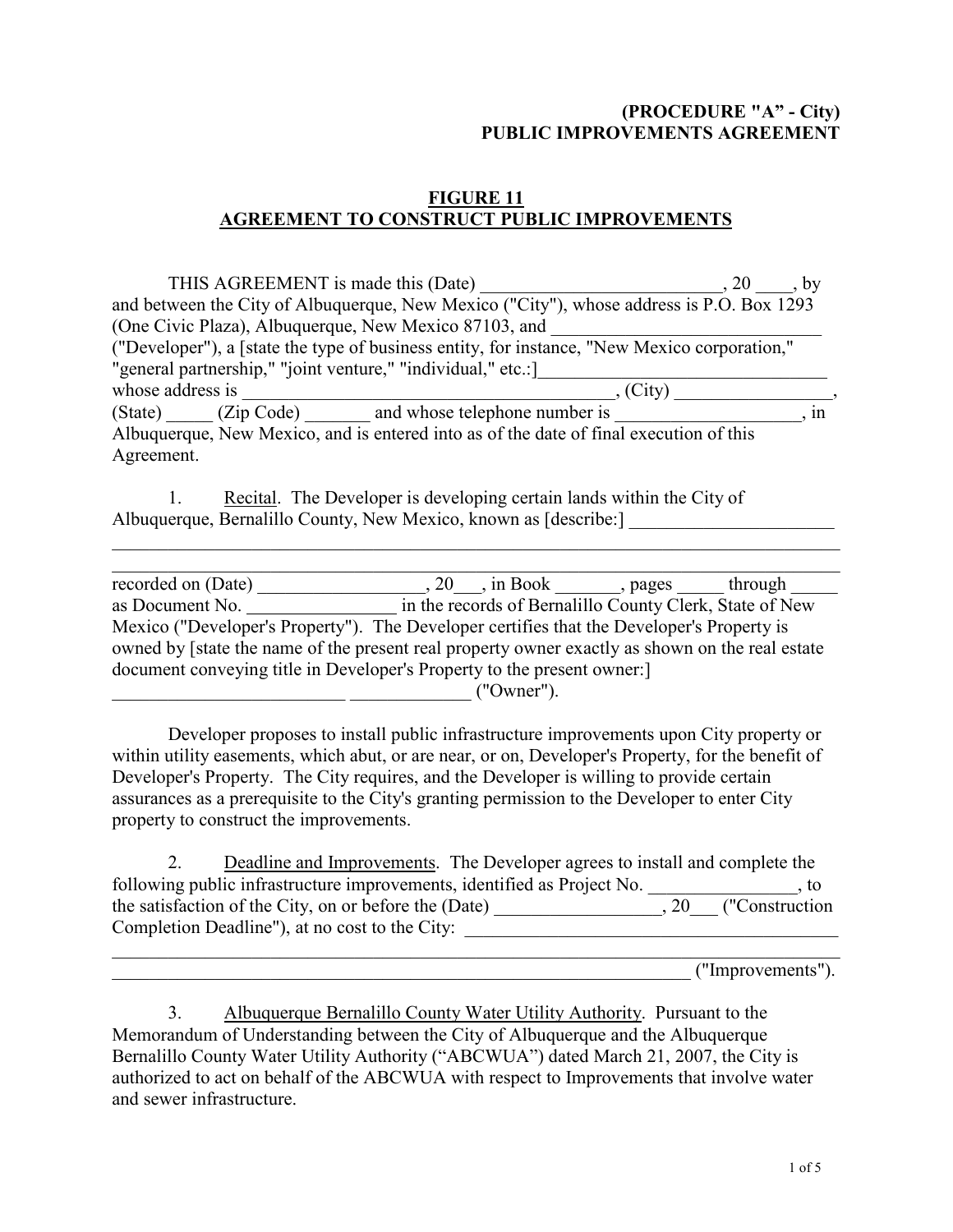**(PROCEDURE "A" - City)**
**PUBLIC IMPROVEMENTS AGREEMENT**

## FIGURE 11
## AGREEMENT TO CONSTRUCT PUBLIC IMPROVEMENTS

THIS AGREEMENT is made this (Date) __________________________, 20 ____, by and between the City of Albuquerque, New Mexico ("City"), whose address is P.O. Box 1293 (One Civic Plaza), Albuquerque, New Mexico 87103, and ______________________________ ("Developer"), a [state the type of business entity, for instance, "New Mexico corporation," "general partnership," "joint venture," "individual," etc.:]______________________________ whose address is _______________________________________, (City) _________________, (State) _____ (Zip Code) _______ and whose telephone number is ___________________, in Albuquerque, New Mexico, and is entered into as of the date of final execution of this Agreement.

1. Recital. The Developer is developing certain lands within the City of Albuquerque, Bernalillo County, New Mexico, known as [describe:] ______________________ ______________________________________________________________________________ ______________________________________________________________________________ recorded on (Date) __________________, 20___, in Book _______, pages _____ through _____ as Document No. ________________ in the records of Bernalillo County Clerk, State of New Mexico ("Developer's Property"). The Developer certifies that the Developer's Property is owned by [state the name of the present real property owner exactly as shown on the real estate document conveying title in Developer's Property to the present owner:] _________________________ _____________ ("Owner").

Developer proposes to install public infrastructure improvements upon City property or within utility easements, which abut, or are near, or on, Developer's Property, for the benefit of Developer's Property. The City requires, and the Developer is willing to provide certain assurances as a prerequisite to the City's granting permission to the Developer to enter City property to construct the improvements.

2. Deadline and Improvements. The Developer agrees to install and complete the following public infrastructure improvements, identified as Project No. ________________, to the satisfaction of the City, on or before the (Date) __________________, 20___ ("Construction Completion Deadline"), at no cost to the City: ________________________________________ ______________________________________________________________________________ ________________________________________________________________ ("Improvements").

3. Albuquerque Bernalillo County Water Utility Authority. Pursuant to the Memorandum of Understanding between the City of Albuquerque and the Albuquerque Bernalillo County Water Utility Authority ("ABCWUA") dated March 21, 2007, the City is authorized to act on behalf of the ABCWUA with respect to Improvements that involve water and sewer infrastructure.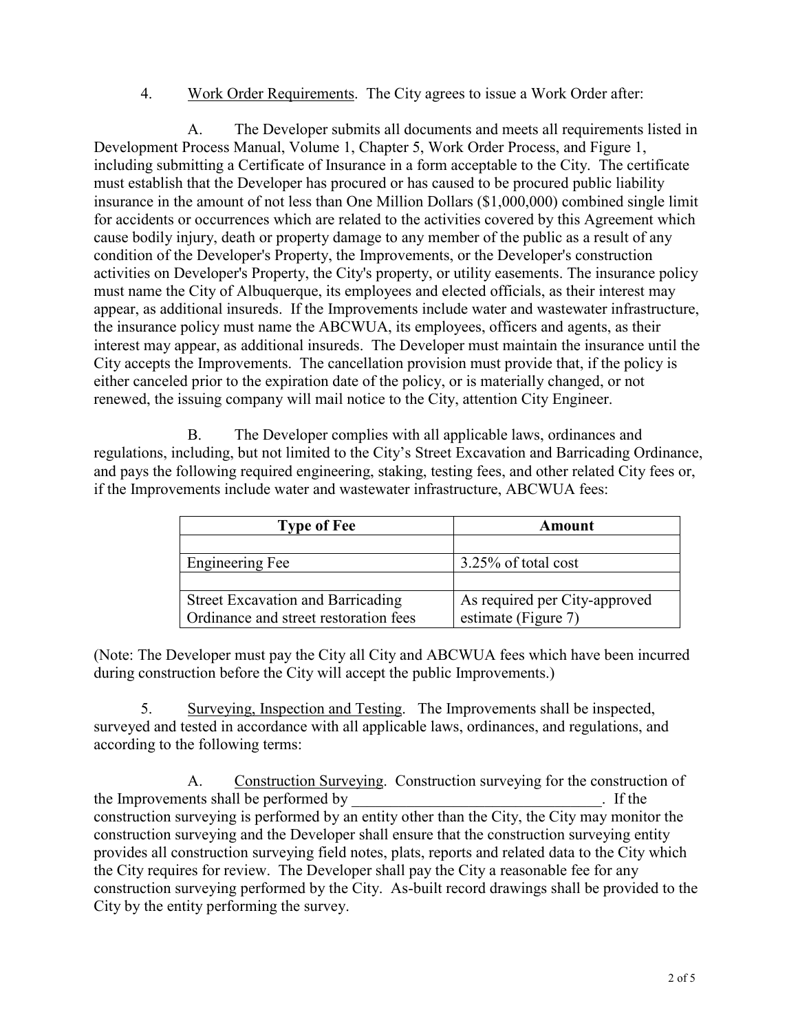4. <u>Work Order Requirements</u>. The City agrees to issue a Work Order after:

A. The Developer submits all documents and meets all requirements listed in Development Process Manual, Volume 1, Chapter 5, Work Order Process, and Figure 1, including submitting a Certificate of Insurance in a form acceptable to the City. The certificate must establish that the Developer has procured or has caused to be procured public liability insurance in the amount of not less than One Million Dollars ($1,000,000) combined single limit for accidents or occurrences which are related to the activities covered by this Agreement which cause bodily injury, death or property damage to any member of the public as a result of any condition of the Developer's Property, the Improvements, or the Developer's construction activities on Developer's Property, the City's property, or utility easements. The insurance policy must name the City of Albuquerque, its employees and elected officials, as their interest may appear, as additional insureds. If the Improvements include water and wastewater infrastructure, the insurance policy must name the ABCWUA, its employees, officers and agents, as their interest may appear, as additional insureds. The Developer must maintain the insurance until the City accepts the Improvements. The cancellation provision must provide that, if the policy is either canceled prior to the expiration date of the policy, or is materially changed, or not renewed, the issuing company will mail notice to the City, attention City Engineer.

B. The Developer complies with all applicable laws, ordinances and regulations, including, but not limited to the City's Street Excavation and Barricading Ordinance, and pays the following required engineering, staking, testing fees, and other related City fees or, if the Improvements include water and wastewater infrastructure, ABCWUA fees:

| Type of Fee | Amount |
| --- | --- |
| | |
| Engineering Fee | 3.25% of total cost |
| | |
| Street Excavation and Barricading Ordinance and street restoration fees | As required per City-approved estimate (Figure 7) |

(Note: The Developer must pay the City all City and ABCWUA fees which have been incurred during construction before the City will accept the public Improvements.)

5. <u>Surveying, Inspection and Testing</u>. The Improvements shall be inspected, surveyed and tested in accordance with all applicable laws, ordinances, and regulations, and according to the following terms:

A. <u>Construction Surveying</u>. Construction surveying for the construction of the Improvements shall be performed by \_\_\_\_\_\_\_\_\_\_\_\_\_\_\_\_\_\_\_\_\_\_\_\_\_\_\_\_\_\_\_\_. If the construction surveying is performed by an entity other than the City, the City may monitor the construction surveying and the Developer shall ensure that the construction surveying entity provides all construction surveying field notes, plats, reports and related data to the City which the City requires for review. The Developer shall pay the City a reasonable fee for any construction surveying performed by the City. As-built record drawings shall be provided to the City by the entity performing the survey.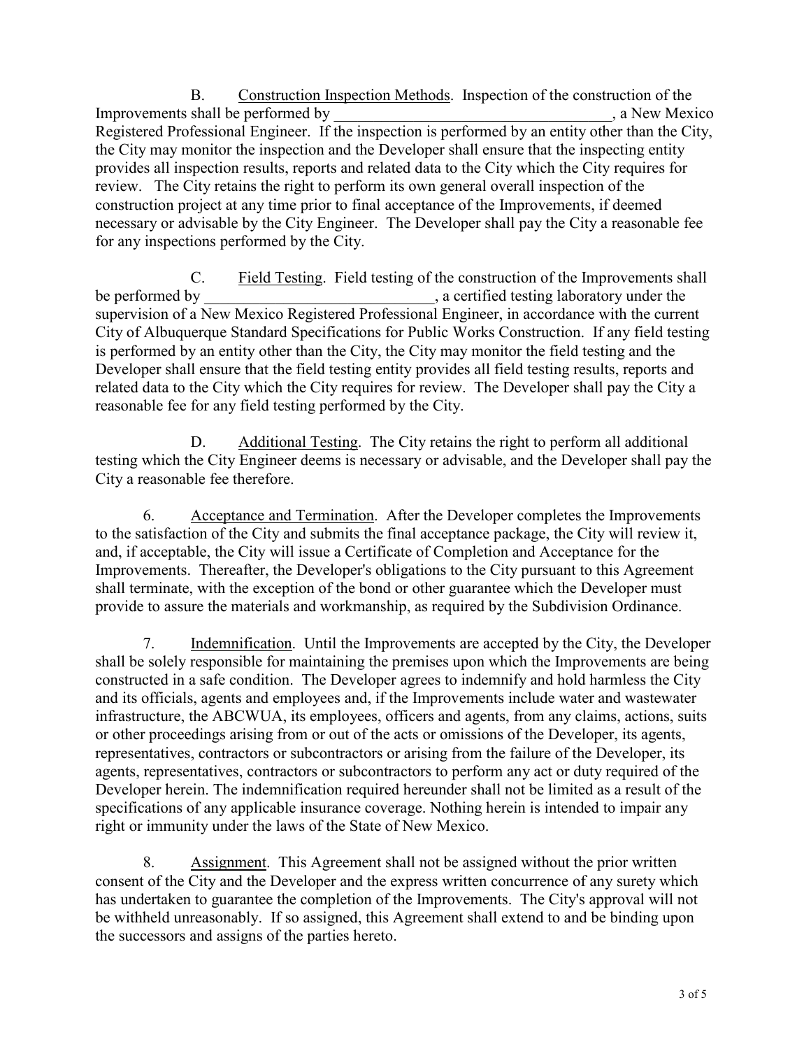B. Construction Inspection Methods. Inspection of the construction of the Improvements shall be performed by ____________________________________, a New Mexico Registered Professional Engineer. If the inspection is performed by an entity other than the City, the City may monitor the inspection and the Developer shall ensure that the inspecting entity provides all inspection results, reports and related data to the City which the City requires for review. The City retains the right to perform its own general overall inspection of the construction project at any time prior to final acceptance of the Improvements, if deemed necessary or advisable by the City Engineer. The Developer shall pay the City a reasonable fee for any inspections performed by the City.

C. Field Testing. Field testing of the construction of the Improvements shall be performed by ______________________________, a certified testing laboratory under the supervision of a New Mexico Registered Professional Engineer, in accordance with the current City of Albuquerque Standard Specifications for Public Works Construction. If any field testing is performed by an entity other than the City, the City may monitor the field testing and the Developer shall ensure that the field testing entity provides all field testing results, reports and related data to the City which the City requires for review. The Developer shall pay the City a reasonable fee for any field testing performed by the City.

D. Additional Testing. The City retains the right to perform all additional testing which the City Engineer deems is necessary or advisable, and the Developer shall pay the City a reasonable fee therefore.

6. Acceptance and Termination. After the Developer completes the Improvements to the satisfaction of the City and submits the final acceptance package, the City will review it, and, if acceptable, the City will issue a Certificate of Completion and Acceptance for the Improvements. Thereafter, the Developer's obligations to the City pursuant to this Agreement shall terminate, with the exception of the bond or other guarantee which the Developer must provide to assure the materials and workmanship, as required by the Subdivision Ordinance.

7. Indemnification. Until the Improvements are accepted by the City, the Developer shall be solely responsible for maintaining the premises upon which the Improvements are being constructed in a safe condition. The Developer agrees to indemnify and hold harmless the City and its officials, agents and employees and, if the Improvements include water and wastewater infrastructure, the ABCWUA, its employees, officers and agents, from any claims, actions, suits or other proceedings arising from or out of the acts or omissions of the Developer, its agents, representatives, contractors or subcontractors or arising from the failure of the Developer, its agents, representatives, contractors or subcontractors to perform any act or duty required of the Developer herein. The indemnification required hereunder shall not be limited as a result of the specifications of any applicable insurance coverage. Nothing herein is intended to impair any right or immunity under the laws of the State of New Mexico.

8. Assignment. This Agreement shall not be assigned without the prior written consent of the City and the Developer and the express written concurrence of any surety which has undertaken to guarantee the completion of the Improvements. The City's approval will not be withheld unreasonably. If so assigned, this Agreement shall extend to and be binding upon the successors and assigns of the parties hereto.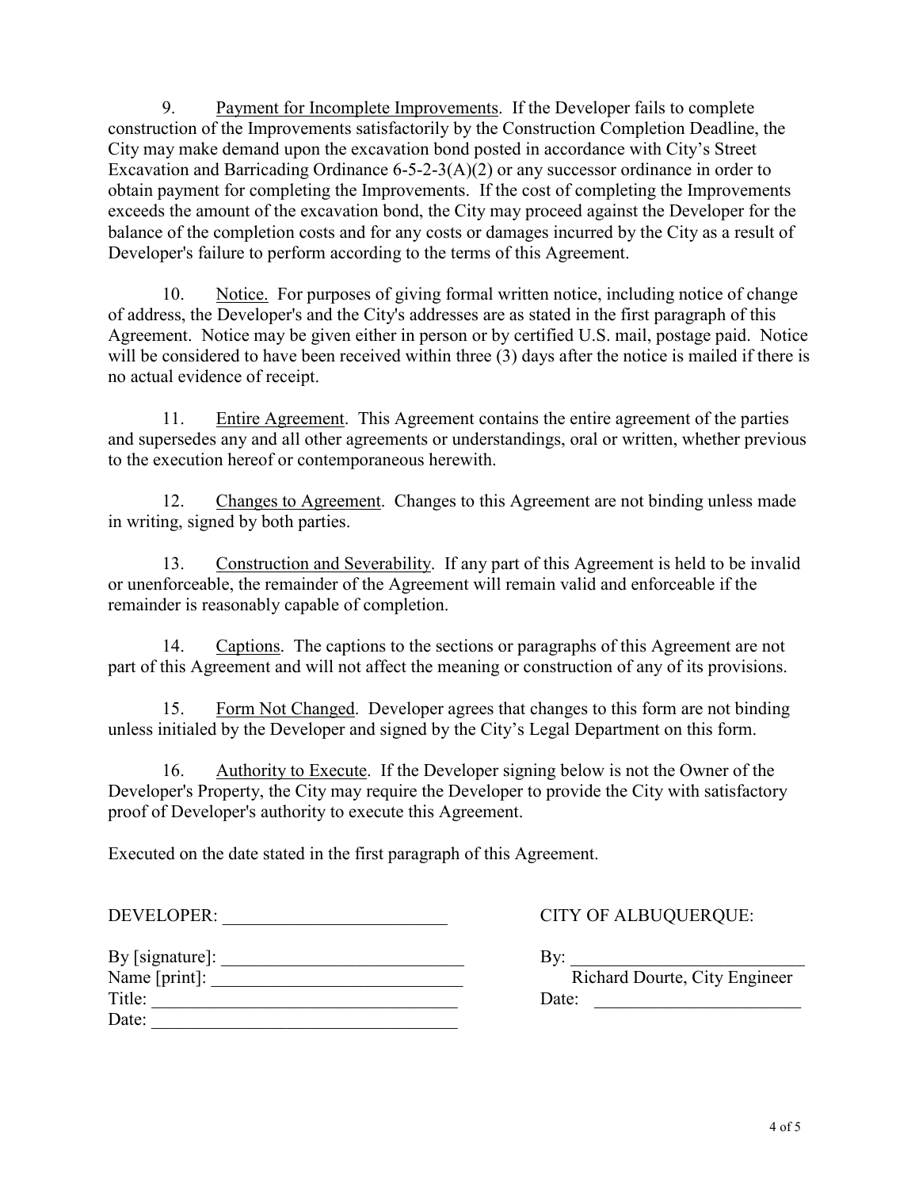9. Payment for Incomplete Improvements. If the Developer fails to complete construction of the Improvements satisfactorily by the Construction Completion Deadline, the City may make demand upon the excavation bond posted in accordance with City's Street Excavation and Barricading Ordinance 6-5-2-3(A)(2) or any successor ordinance in order to obtain payment for completing the Improvements. If the cost of completing the Improvements exceeds the amount of the excavation bond, the City may proceed against the Developer for the balance of the completion costs and for any costs or damages incurred by the City as a result of Developer's failure to perform according to the terms of this Agreement.

10. Notice. For purposes of giving formal written notice, including notice of change of address, the Developer's and the City's addresses are as stated in the first paragraph of this Agreement. Notice may be given either in person or by certified U.S. mail, postage paid. Notice will be considered to have been received within three (3) days after the notice is mailed if there is no actual evidence of receipt.

11. Entire Agreement. This Agreement contains the entire agreement of the parties and supersedes any and all other agreements or understandings, oral or written, whether previous to the execution hereof or contemporaneous herewith.

12. Changes to Agreement. Changes to this Agreement are not binding unless made in writing, signed by both parties.

13. Construction and Severability. If any part of this Agreement is held to be invalid or unenforceable, the remainder of the Agreement will remain valid and enforceable if the remainder is reasonably capable of completion.

14. Captions. The captions to the sections or paragraphs of this Agreement are not part of this Agreement and will not affect the meaning or construction of any of its provisions.

15. Form Not Changed. Developer agrees that changes to this form are not binding unless initialed by the Developer and signed by the City's Legal Department on this form.

16. Authority to Execute. If the Developer signing below is not the Owner of the Developer's Property, the City may require the Developer to provide the City with satisfactory proof of Developer's authority to execute this Agreement.

Executed on the date stated in the first paragraph of this Agreement.

DEVELOPER: ________________________

By [signature]: ___________________________
Name [print]: ___________________________
Title: _________________________________
Date: _________________________________

CITY OF ALBUQUERQUE:

By: ___________________________
Richard Dourte, City Engineer
Date: ________________________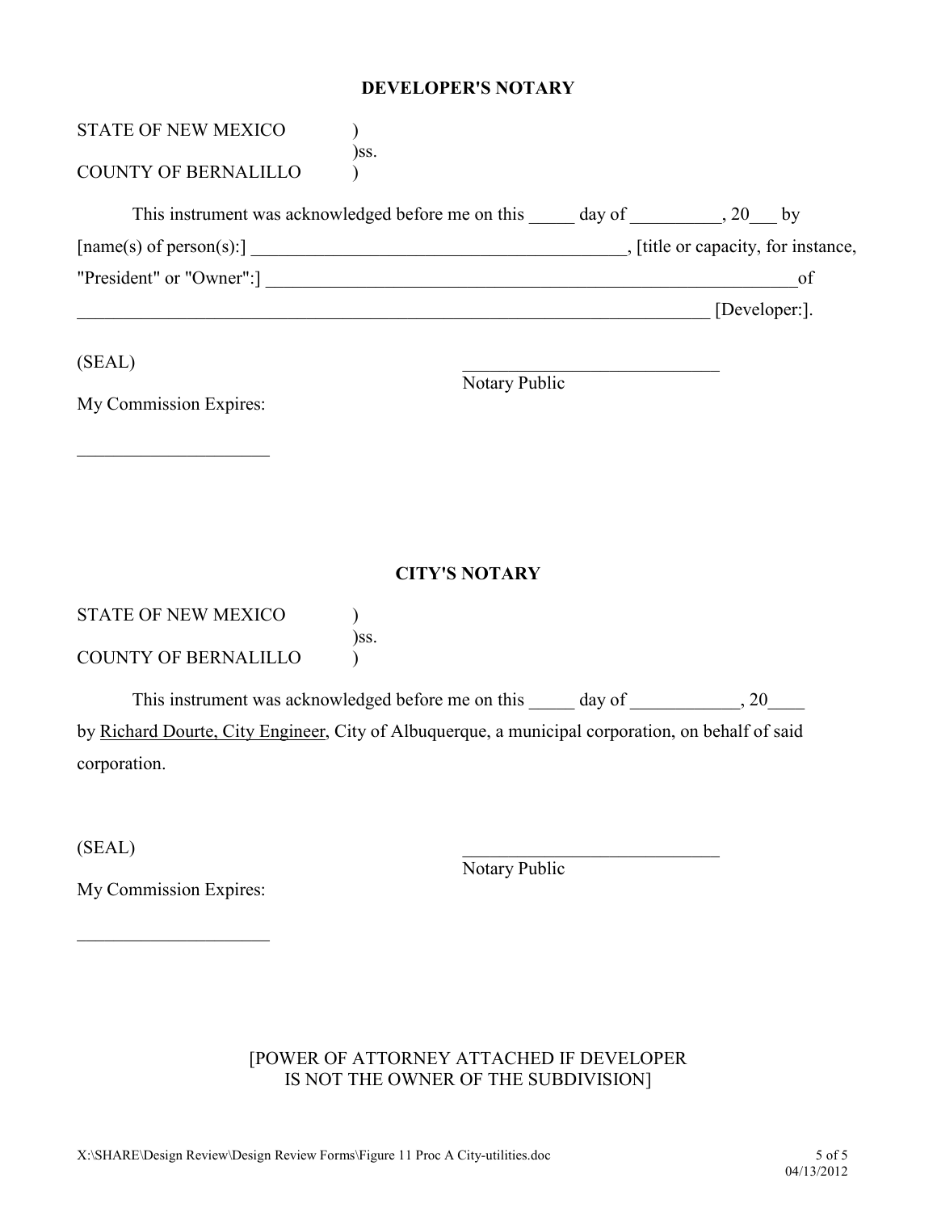## DEVELOPER'S NOTARY

STATE OF NEW MEXICO )
)ss.
COUNTY OF BERNALILLO )

This instrument was acknowledged before me on this _____ day of __________, 20___ by [name(s) of person(s):] __________________________________________, [title or capacity, for instance, "President" or "Owner":] ____________________________________________________________of ________________________________________________________________________ [Developer:].

(SEAL)

____________________________
Notary Public

My Commission Expires:

_____________________

## CITY'S NOTARY

STATE OF NEW MEXICO )
)ss.
COUNTY OF BERNALILLO )

This instrument was acknowledged before me on this _____ day of ____________, 20____ by Richard Dourte, City Engineer, City of Albuquerque, a municipal corporation, on behalf of said corporation.

(SEAL)

____________________________
Notary Public

My Commission Expires:

_____________________

[POWER OF ATTORNEY ATTACHED IF DEVELOPER IS NOT THE OWNER OF THE SUBDIVISION]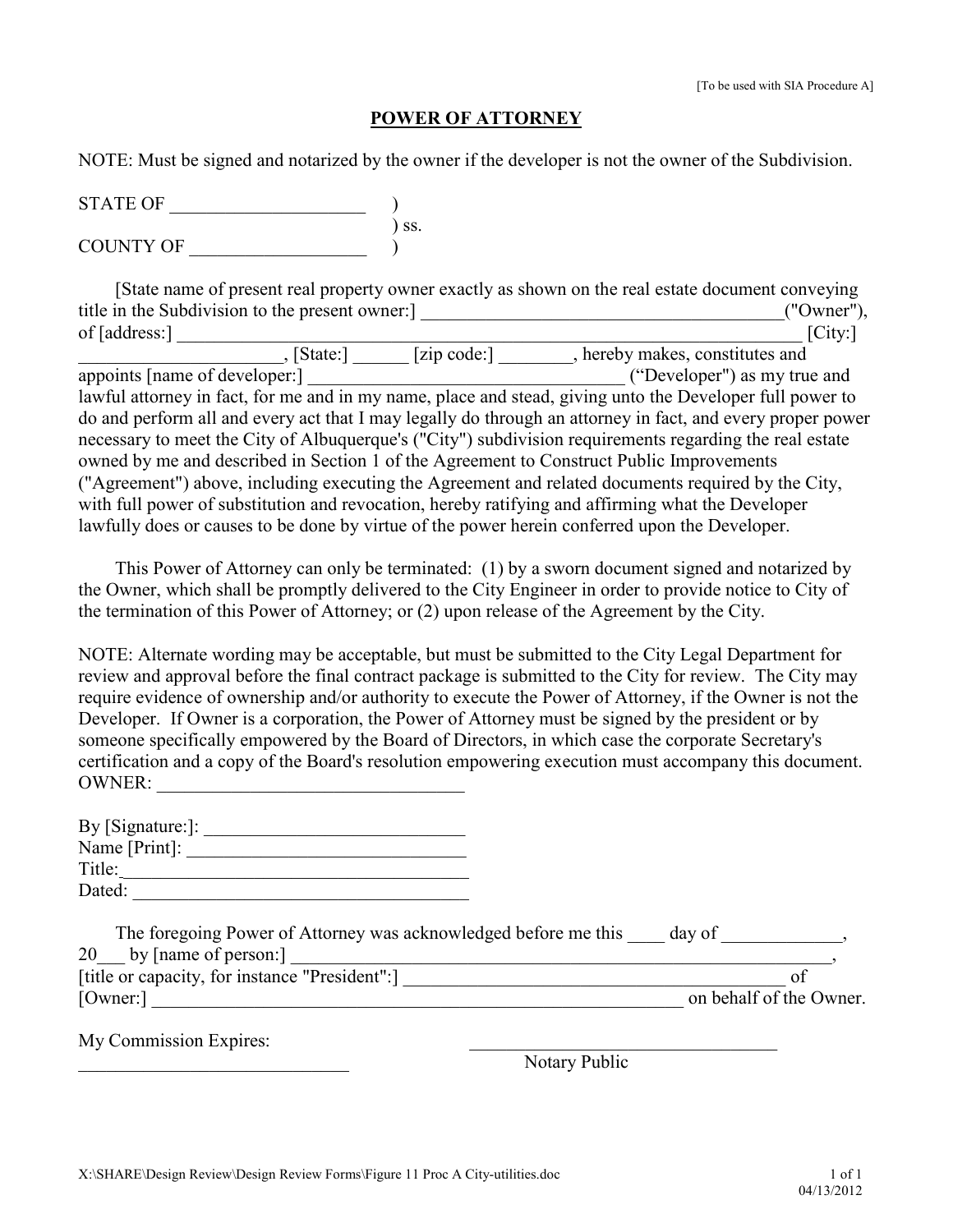[To be used with SIA Procedure A]

# POWER OF ATTORNEY

NOTE: Must be signed and notarized by the owner if the developer is not the owner of the Subdivision.

STATE OF ____________________ )
) ss.
COUNTY OF __________________ )

[State name of present real property owner exactly as shown on the real estate document conveying title in the Subdivision to the present owner:] ______________________________________("Owner"), of [address:] _________________________________________________________________ [City:] _____________________, [State:] ______ [zip code:] ________, hereby makes, constitutes and appoints [name of developer:] ________________________________ ("Developer") as my true and lawful attorney in fact, for me and in my name, place and stead, giving unto the Developer full power to do and perform all and every act that I may legally do through an attorney in fact, and every proper power necessary to meet the City of Albuquerque's ("City") subdivision requirements regarding the real estate owned by me and described in Section 1 of the Agreement to Construct Public Improvements ("Agreement") above, including executing the Agreement and related documents required by the City, with full power of substitution and revocation, hereby ratifying and affirming what the Developer lawfully does or causes to be done by virtue of the power herein conferred upon the Developer.

This Power of Attorney can only be terminated: (1) by a sworn document signed and notarized by the Owner, which shall be promptly delivered to the City Engineer in order to provide notice to City of the termination of this Power of Attorney; or (2) upon release of the Agreement by the City.

NOTE: Alternate wording may be acceptable, but must be submitted to the City Legal Department for review and approval before the final contract package is submitted to the City for review. The City may require evidence of ownership and/or authority to execute the Power of Attorney, if the Owner is not the Developer. If Owner is a corporation, the Power of Attorney must be signed by the president or by someone specifically empowered by the Board of Directors, in which case the corporate Secretary's certification and a copy of the Board's resolution empowering execution must accompany this document.

OWNER: ________________________________

By [Signature:]: ____________________________
Name [Print]: ______________________________
Title:_____________________________________
Dated: ____________________________________

The foregoing Power of Attorney was acknowledged before me this ____ day of ____________, 20___ by [name of person:] ____________________________________________________________, [title or capacity, for instance "President":] _________________________________________ of [Owner:] ___________________________________________________________ on behalf of the Owner.

My Commission Expires:
____________________________

_________________________________
Notary Public

X:\SHARE\Design Review\Design Review Forms\Figure 11 Proc A City-utilities.doc

04/13/2012